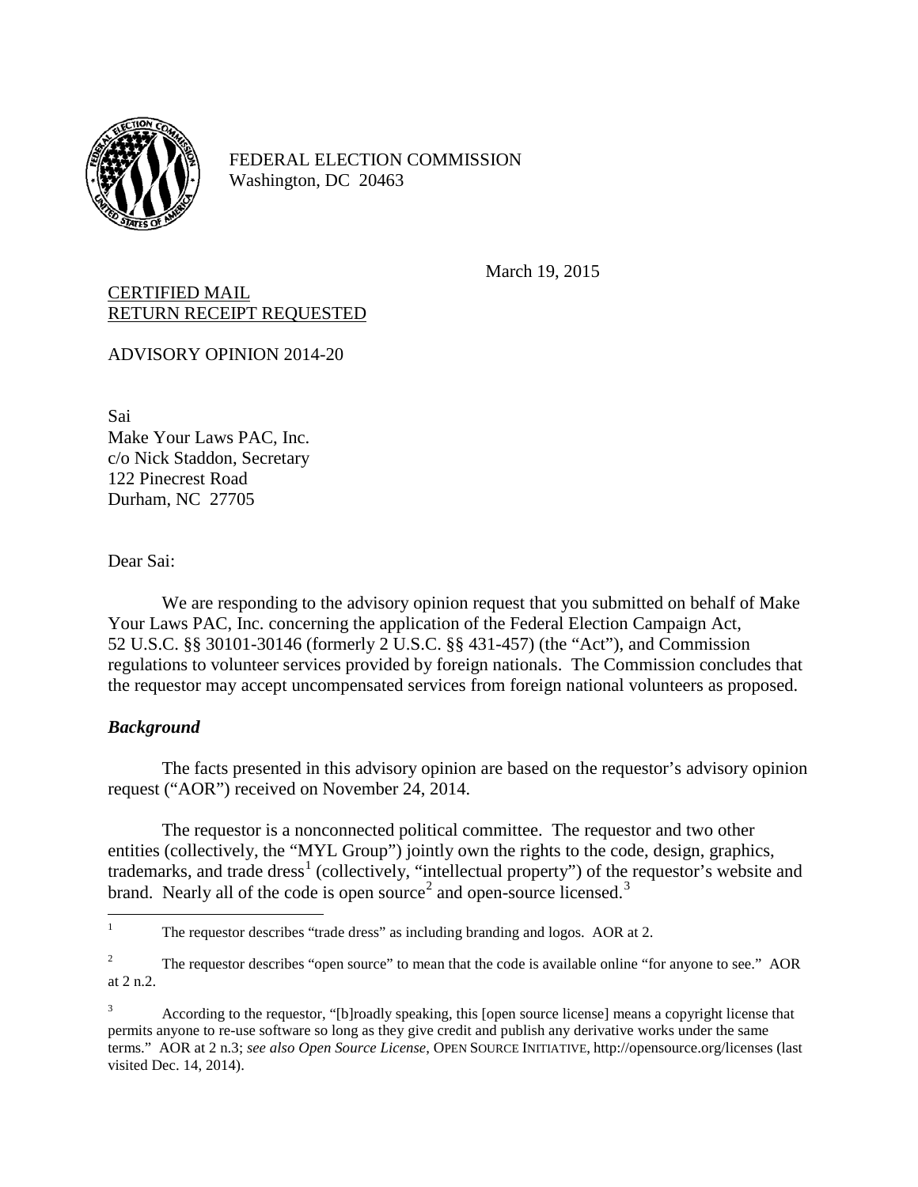FEDERAL ELECTION COMMISSION
Washington, DC 20463

March 19, 2015

CERTIFIED MAIL
RETURN RECEIPT REQUESTED

ADVISORY OPINION 2014-20

Sai
Make Your Laws PAC, Inc.
c/o Nick Staddon, Secretary
122 Pinecrest Road
Durham, NC 27705

Dear Sai:

We are responding to the advisory opinion request that you submitted on behalf of Make Your Laws PAC, Inc. concerning the application of the Federal Election Campaign Act, 52 U.S.C. §§ 30101-30146 (formerly 2 U.S.C. §§ 431-457) (the "Act"), and Commission regulations to volunteer services provided by foreign nationals. The Commission concludes that the requestor may accept uncompensated services from foreign national volunteers as proposed.

***Background***

The facts presented in this advisory opinion are based on the requestor's advisory opinion request ("AOR") received on November 24, 2014.

The requestor is a nonconnected political committee. The requestor and two other entities (collectively, the "MYL Group") jointly own the rights to the code, design, graphics, trademarks, and trade dress[1] (collectively, "intellectual property") of the requestor's website and brand. Nearly all of the code is open source[2] and open-source licensed.[3]

[1] The requestor describes "trade dress" as including branding and logos. AOR at 2.

[2] The requestor describes "open source" to mean that the code is available online "for anyone to see." AOR at 2 n.2.

[3] According to the requestor, "[b]roadly speaking, this [open source license] means a copyright license that permits anyone to re-use software so long as they give credit and publish any derivative works under the same terms." AOR at 2 n.3; *see also Open Source License*, OPEN SOURCE INITIATIVE, http://opensource.org/licenses (last visited Dec. 14, 2014).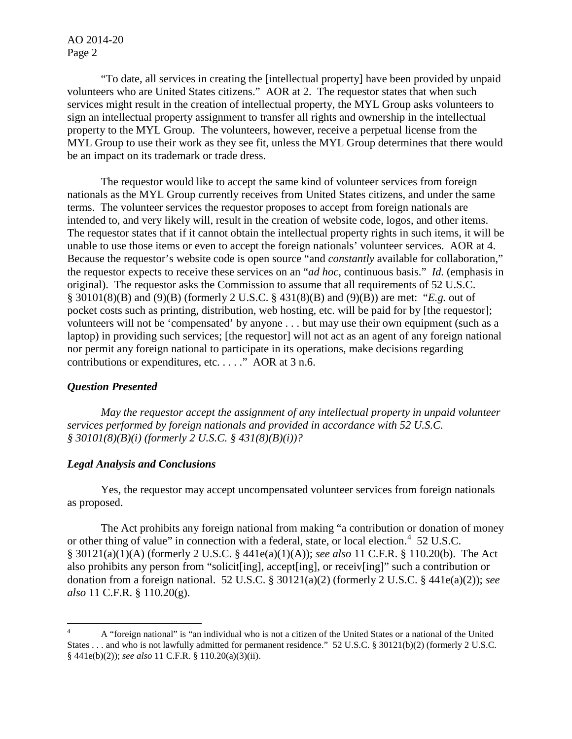"To date, all services in creating the [intellectual property] have been provided by unpaid volunteers who are United States citizens." AOR at 2. The requestor states that when such services might result in the creation of intellectual property, the MYL Group asks volunteers to sign an intellectual property assignment to transfer all rights and ownership in the intellectual property to the MYL Group. The volunteers, however, receive a perpetual license from the MYL Group to use their work as they see fit, unless the MYL Group determines that there would be an impact on its trademark or trade dress.

The requestor would like to accept the same kind of volunteer services from foreign nationals as the MYL Group currently receives from United States citizens, and under the same terms. The volunteer services the requestor proposes to accept from foreign nationals are intended to, and very likely will, result in the creation of website code, logos, and other items. The requestor states that if it cannot obtain the intellectual property rights in such items, it will be unable to use those items or even to accept the foreign nationals' volunteer services. AOR at 4. Because the requestor's website code is open source "and *constantly* available for collaboration," the requestor expects to receive these services on an "*ad hoc*, continuous basis." *Id.* (emphasis in original). The requestor asks the Commission to assume that all requirements of 52 U.S.C. § 30101(8)(B) and (9)(B) (formerly 2 U.S.C. § 431(8)(B) and (9)(B)) are met: "*E.g.* out of pocket costs such as printing, distribution, web hosting, etc. will be paid for by [the requestor]; volunteers will not be 'compensated' by anyone . . . but may use their own equipment (such as a laptop) in providing such services; [the requestor] will not act as an agent of any foreign national nor permit any foreign national to participate in its operations, make decisions regarding contributions or expenditures, etc. . . . ." AOR at 3 n.6.

### *Question Presented*

*May the requestor accept the assignment of any intellectual property in unpaid volunteer services performed by foreign nationals and provided in accordance with 52 U.S.C. § 30101(8)(B)(i) (formerly 2 U.S.C. § 431(8)(B)(i))?*

### *Legal Analysis and Conclusions*

Yes, the requestor may accept uncompensated volunteer services from foreign nationals as proposed.

The Act prohibits any foreign national from making "a contribution or donation of money or other thing of value" in connection with a federal, state, or local election.[4] 52 U.S.C. § 30121(a)(1)(A) (formerly 2 U.S.C. § 441e(a)(1)(A)); *see also* 11 C.F.R. § 110.20(b). The Act also prohibits any person from "solicit[ing], accept[ing], or receiv[ing]" such a contribution or donation from a foreign national. 52 U.S.C. § 30121(a)(2) (formerly 2 U.S.C. § 441e(a)(2)); *see also* 11 C.F.R. § 110.20(g).

---

[4] A "foreign national" is "an individual who is not a citizen of the United States or a national of the United States . . . and who is not lawfully admitted for permanent residence." 52 U.S.C. § 30121(b)(2) (formerly 2 U.S.C. § 441e(b)(2)); *see also* 11 C.F.R. § 110.20(a)(3)(ii).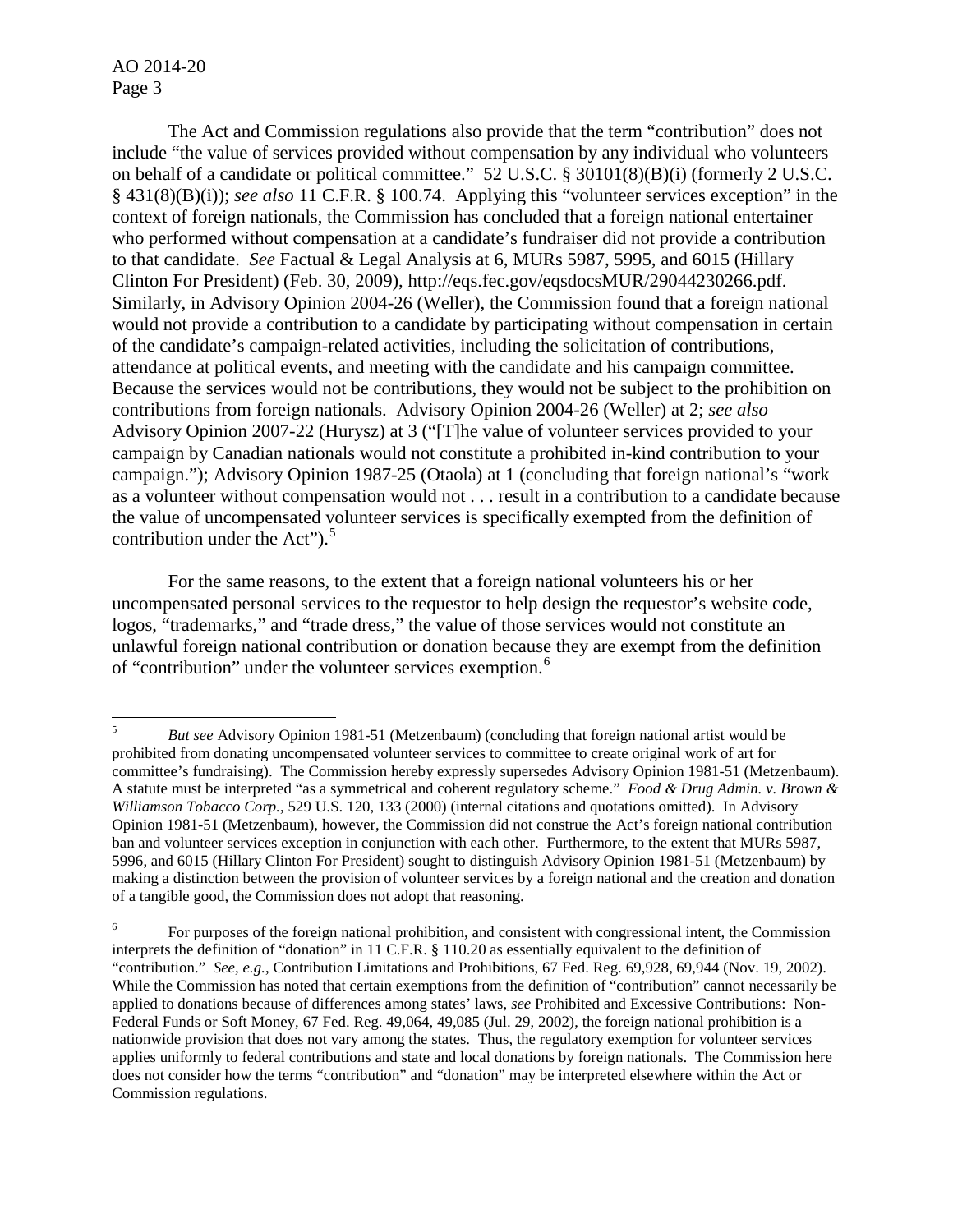The Act and Commission regulations also provide that the term "contribution" does not include "the value of services provided without compensation by any individual who volunteers on behalf of a candidate or political committee." 52 U.S.C. § 30101(8)(B)(i) (formerly 2 U.S.C. § 431(8)(B)(i)); *see also* 11 C.F.R. § 100.74. Applying this "volunteer services exception" in the context of foreign nationals, the Commission has concluded that a foreign national entertainer who performed without compensation at a candidate's fundraiser did not provide a contribution to that candidate. *See* Factual & Legal Analysis at 6, MURs 5987, 5995, and 6015 (Hillary Clinton For President) (Feb. 30, 2009), http://eqs.fec.gov/eqsdocsMUR/29044230266.pdf. Similarly, in Advisory Opinion 2004-26 (Weller), the Commission found that a foreign national would not provide a contribution to a candidate by participating without compensation in certain of the candidate's campaign-related activities, including the solicitation of contributions, attendance at political events, and meeting with the candidate and his campaign committee. Because the services would not be contributions, they would not be subject to the prohibition on contributions from foreign nationals. Advisory Opinion 2004-26 (Weller) at 2; *see also* Advisory Opinion 2007-22 (Hurysz) at 3 ("[T]he value of volunteer services provided to your campaign by Canadian nationals would not constitute a prohibited in-kind contribution to your campaign."); Advisory Opinion 1987-25 (Otaola) at 1 (concluding that foreign national's "work as a volunteer without compensation would not . . . result in a contribution to a candidate because the value of uncompensated volunteer services is specifically exempted from the definition of contribution under the Act").[5]

For the same reasons, to the extent that a foreign national volunteers his or her uncompensated personal services to the requestor to help design the requestor's website code, logos, "trademarks," and "trade dress," the value of those services would not constitute an unlawful foreign national contribution or donation because they are exempt from the definition of "contribution" under the volunteer services exemption.[6]

---

[5] *But see* Advisory Opinion 1981-51 (Metzenbaum) (concluding that foreign national artist would be prohibited from donating uncompensated volunteer services to committee to create original work of art for committee's fundraising). The Commission hereby expressly supersedes Advisory Opinion 1981-51 (Metzenbaum). A statute must be interpreted "as a symmetrical and coherent regulatory scheme." *Food & Drug Admin. v. Brown & Williamson Tobacco Corp.*, 529 U.S. 120, 133 (2000) (internal citations and quotations omitted). In Advisory Opinion 1981-51 (Metzenbaum), however, the Commission did not construe the Act's foreign national contribution ban and volunteer services exception in conjunction with each other. Furthermore, to the extent that MURs 5987, 5996, and 6015 (Hillary Clinton For President) sought to distinguish Advisory Opinion 1981-51 (Metzenbaum) by making a distinction between the provision of volunteer services by a foreign national and the creation and donation of a tangible good, the Commission does not adopt that reasoning.

[6] For purposes of the foreign national prohibition, and consistent with congressional intent, the Commission interprets the definition of "donation" in 11 C.F.R. § 110.20 as essentially equivalent to the definition of "contribution." *See, e.g.*, Contribution Limitations and Prohibitions, 67 Fed. Reg. 69,928, 69,944 (Nov. 19, 2002). While the Commission has noted that certain exemptions from the definition of "contribution" cannot necessarily be applied to donations because of differences among states' laws, *see* Prohibited and Excessive Contributions: Non-Federal Funds or Soft Money, 67 Fed. Reg. 49,064, 49,085 (Jul. 29, 2002), the foreign national prohibition is a nationwide provision that does not vary among the states. Thus, the regulatory exemption for volunteer services applies uniformly to federal contributions and state and local donations by foreign nationals. The Commission here does not consider how the terms "contribution" and "donation" may be interpreted elsewhere within the Act or Commission regulations.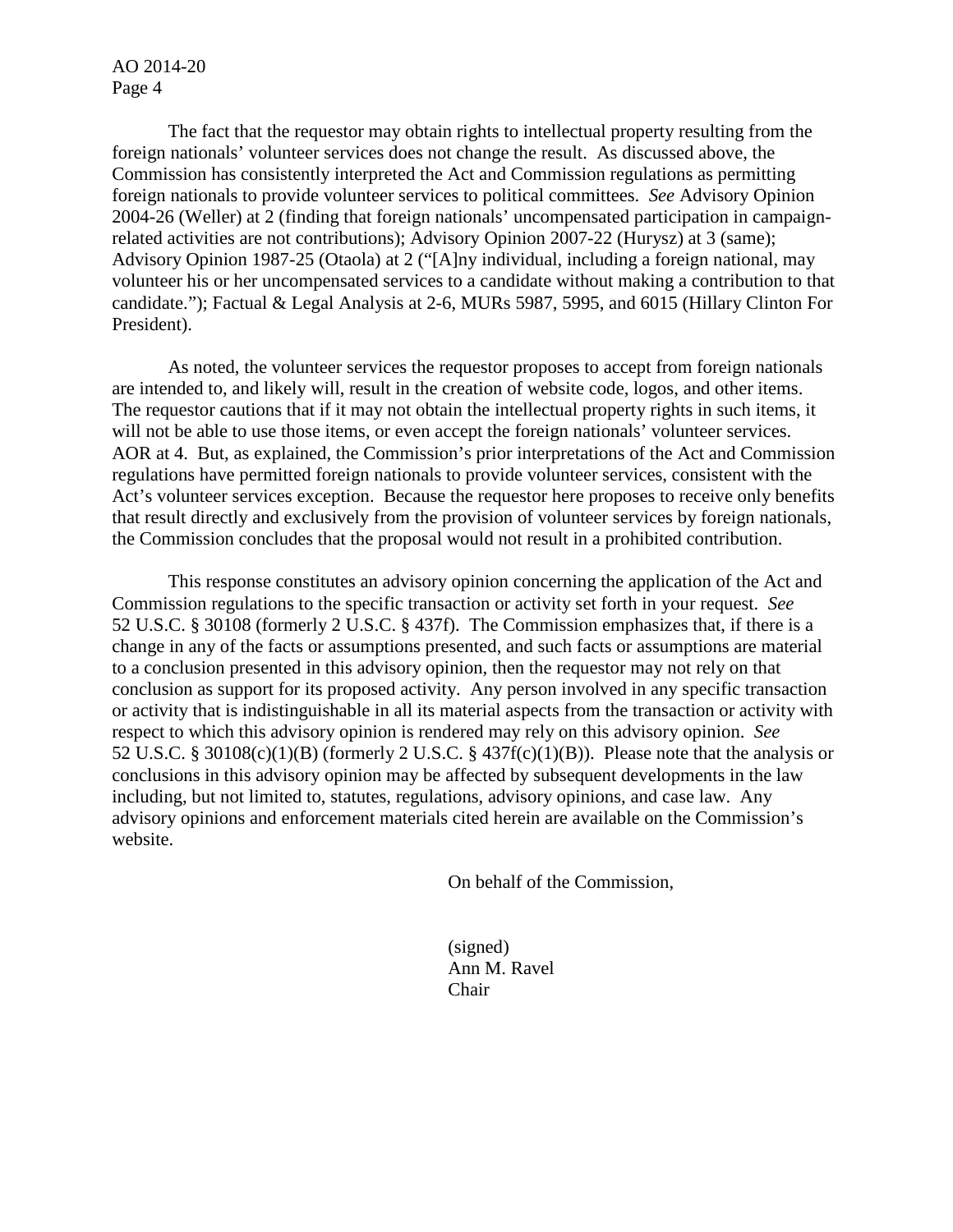The fact that the requestor may obtain rights to intellectual property resulting from the foreign nationals' volunteer services does not change the result. As discussed above, the Commission has consistently interpreted the Act and Commission regulations as permitting foreign nationals to provide volunteer services to political committees. *See* Advisory Opinion 2004-26 (Weller) at 2 (finding that foreign nationals' uncompensated participation in campaign-related activities are not contributions); Advisory Opinion 2007-22 (Hurysz) at 3 (same); Advisory Opinion 1987-25 (Otaola) at 2 ("[A]ny individual, including a foreign national, may volunteer his or her uncompensated services to a candidate without making a contribution to that candidate."); Factual & Legal Analysis at 2-6, MURs 5987, 5995, and 6015 (Hillary Clinton For President).

As noted, the volunteer services the requestor proposes to accept from foreign nationals are intended to, and likely will, result in the creation of website code, logos, and other items. The requestor cautions that if it may not obtain the intellectual property rights in such items, it will not be able to use those items, or even accept the foreign nationals' volunteer services. AOR at 4. But, as explained, the Commission's prior interpretations of the Act and Commission regulations have permitted foreign nationals to provide volunteer services, consistent with the Act's volunteer services exception. Because the requestor here proposes to receive only benefits that result directly and exclusively from the provision of volunteer services by foreign nationals, the Commission concludes that the proposal would not result in a prohibited contribution.

This response constitutes an advisory opinion concerning the application of the Act and Commission regulations to the specific transaction or activity set forth in your request. *See* 52 U.S.C. § 30108 (formerly 2 U.S.C. § 437f). The Commission emphasizes that, if there is a change in any of the facts or assumptions presented, and such facts or assumptions are material to a conclusion presented in this advisory opinion, then the requestor may not rely on that conclusion as support for its proposed activity. Any person involved in any specific transaction or activity that is indistinguishable in all its material aspects from the transaction or activity with respect to which this advisory opinion is rendered may rely on this advisory opinion. *See* 52 U.S.C. § 30108(c)(1)(B) (formerly 2 U.S.C. § 437f(c)(1)(B)). Please note that the analysis or conclusions in this advisory opinion may be affected by subsequent developments in the law including, but not limited to, statutes, regulations, advisory opinions, and case law. Any advisory opinions and enforcement materials cited herein are available on the Commission's website.

On behalf of the Commission,

(signed)
Ann M. Ravel
Chair